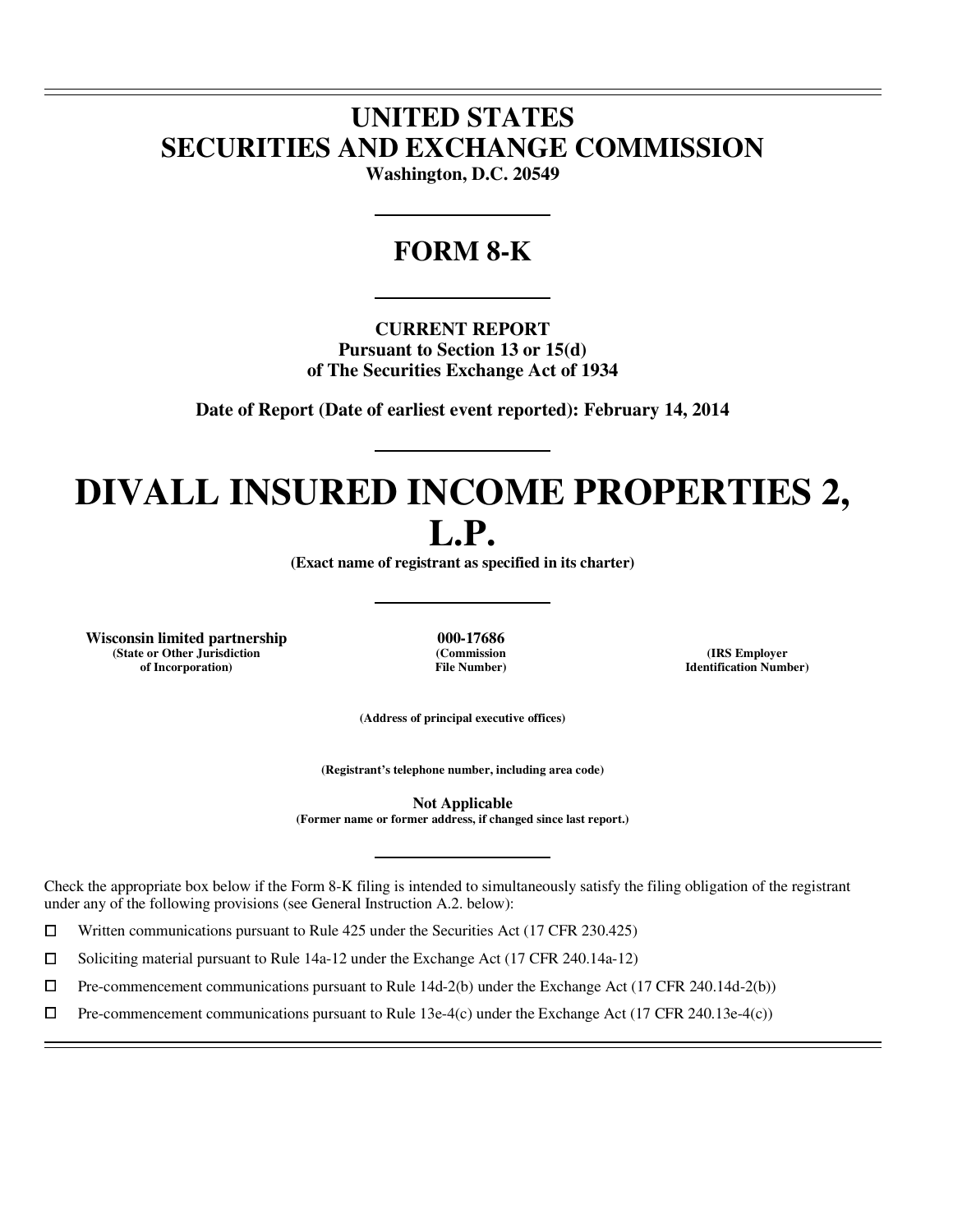# UNITED STATES
# SECURITIES AND EXCHANGE COMMISSION

**Washington, D.C. 20549**

## FORM 8-K

**CURRENT REPORT**
**Pursuant to Section 13 or 15(d)**
**of The Securities Exchange Act of 1934**

**Date of Report (Date of earliest event reported): February 14, 2014**

# DIVALL INSURED INCOME PROPERTIES 2, L.P.

**(Exact name of registrant as specified in its charter)**

| Wisconsin limited partnership | 000-17686 | |
|---|---|---|
| (State or Other Jurisdiction of Incorporation) | (Commission File Number) | (IRS Employer Identification Number) |

**(Address of principal executive offices)**

**(Registrant's telephone number, including area code)**

**Not Applicable**
**(Former name or former address, if changed since last report.)**

Check the appropriate box below if the Form 8-K filing is intended to simultaneously satisfy the filing obligation of the registrant under any of the following provisions (see General Instruction A.2. below):

☐ Written communications pursuant to Rule 425 under the Securities Act (17 CFR 230.425)

☐ Soliciting material pursuant to Rule 14a-12 under the Exchange Act (17 CFR 240.14a-12)

☐ Pre-commencement communications pursuant to Rule 14d-2(b) under the Exchange Act (17 CFR 240.14d-2(b))

☐ Pre-commencement communications pursuant to Rule 13e-4(c) under the Exchange Act (17 CFR 240.13e-4(c))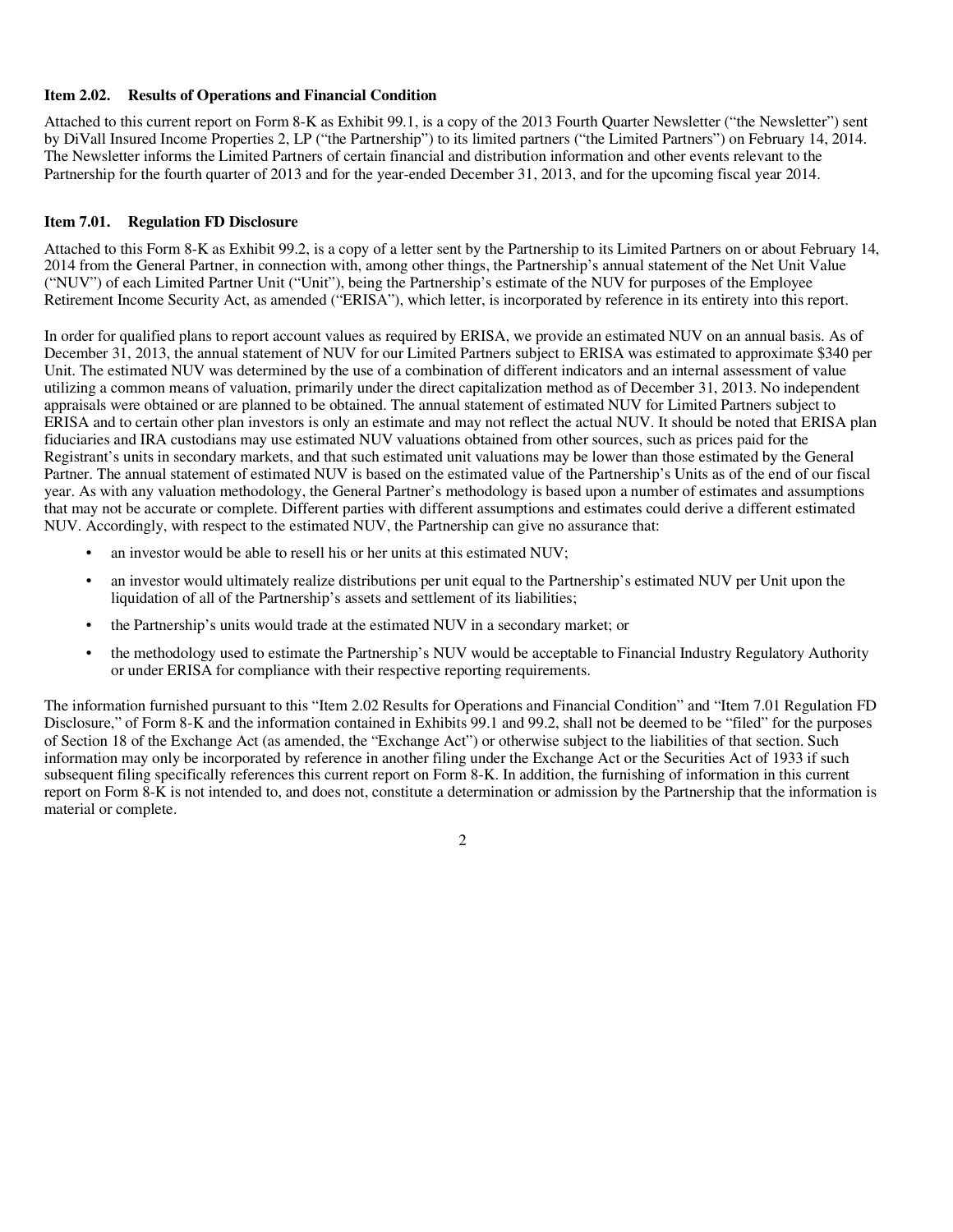**Item 2.02. Results of Operations and Financial Condition**

Attached to this current report on Form 8-K as Exhibit 99.1, is a copy of the 2013 Fourth Quarter Newsletter ("the Newsletter") sent by DiVall Insured Income Properties 2, LP ("the Partnership") to its limited partners ("the Limited Partners") on February 14, 2014. The Newsletter informs the Limited Partners of certain financial and distribution information and other events relevant to the Partnership for the fourth quarter of 2013 and for the year-ended December 31, 2013, and for the upcoming fiscal year 2014.

**Item 7.01. Regulation FD Disclosure**

Attached to this Form 8-K as Exhibit 99.2, is a copy of a letter sent by the Partnership to its Limited Partners on or about February 14, 2014 from the General Partner, in connection with, among other things, the Partnership's annual statement of the Net Unit Value ("NUV") of each Limited Partner Unit ("Unit"), being the Partnership's estimate of the NUV for purposes of the Employee Retirement Income Security Act, as amended ("ERISA"), which letter, is incorporated by reference in its entirety into this report.

In order for qualified plans to report account values as required by ERISA, we provide an estimated NUV on an annual basis. As of December 31, 2013, the annual statement of NUV for our Limited Partners subject to ERISA was estimated to approximate $340 per Unit. The estimated NUV was determined by the use of a combination of different indicators and an internal assessment of value utilizing a common means of valuation, primarily under the direct capitalization method as of December 31, 2013. No independent appraisals were obtained or are planned to be obtained. The annual statement of estimated NUV for Limited Partners subject to ERISA and to certain other plan investors is only an estimate and may not reflect the actual NUV. It should be noted that ERISA plan fiduciaries and IRA custodians may use estimated NUV valuations obtained from other sources, such as prices paid for the Registrant's units in secondary markets, and that such estimated unit valuations may be lower than those estimated by the General Partner. The annual statement of estimated NUV is based on the estimated value of the Partnership's Units as of the end of our fiscal year. As with any valuation methodology, the General Partner's methodology is based upon a number of estimates and assumptions that may not be accurate or complete. Different parties with different assumptions and estimates could derive a different estimated NUV. Accordingly, with respect to the estimated NUV, the Partnership can give no assurance that:

- an investor would be able to resell his or her units at this estimated NUV;
- an investor would ultimately realize distributions per unit equal to the Partnership's estimated NUV per Unit upon the liquidation of all of the Partnership's assets and settlement of its liabilities;
- the Partnership's units would trade at the estimated NUV in a secondary market; or
- the methodology used to estimate the Partnership's NUV would be acceptable to Financial Industry Regulatory Authority or under ERISA for compliance with their respective reporting requirements.

The information furnished pursuant to this "Item 2.02 Results for Operations and Financial Condition" and "Item 7.01 Regulation FD Disclosure," of Form 8-K and the information contained in Exhibits 99.1 and 99.2, shall not be deemed to be "filed" for the purposes of Section 18 of the Exchange Act (as amended, the "Exchange Act") or otherwise subject to the liabilities of that section. Such information may only be incorporated by reference in another filing under the Exchange Act or the Securities Act of 1933 if such subsequent filing specifically references this current report on Form 8-K. In addition, the furnishing of information in this current report on Form 8-K is not intended to, and does not, constitute a determination or admission by the Partnership that the information is material or complete.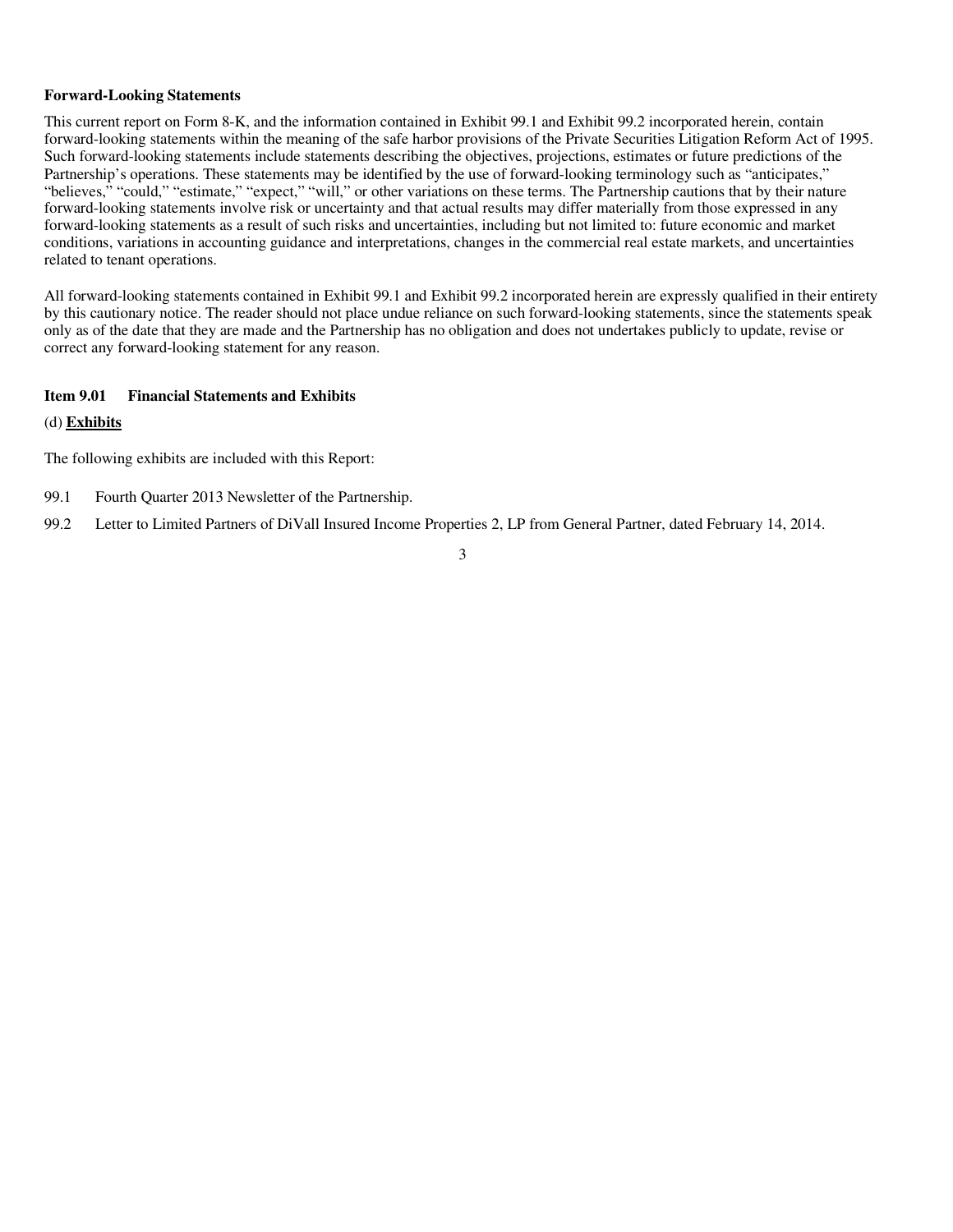**Forward-Looking Statements**

This current report on Form 8-K, and the information contained in Exhibit 99.1 and Exhibit 99.2 incorporated herein, contain forward-looking statements within the meaning of the safe harbor provisions of the Private Securities Litigation Reform Act of 1995. Such forward-looking statements include statements describing the objectives, projections, estimates or future predictions of the Partnership's operations. These statements may be identified by the use of forward-looking terminology such as "anticipates," "believes," "could," "estimate," "expect," "will," or other variations on these terms. The Partnership cautions that by their nature forward-looking statements involve risk or uncertainty and that actual results may differ materially from those expressed in any forward-looking statements as a result of such risks and uncertainties, including but not limited to: future economic and market conditions, variations in accounting guidance and interpretations, changes in the commercial real estate markets, and uncertainties related to tenant operations.

All forward-looking statements contained in Exhibit 99.1 and Exhibit 99.2 incorporated herein are expressly qualified in their entirety by this cautionary notice. The reader should not place undue reliance on such forward-looking statements, since the statements speak only as of the date that they are made and the Partnership has no obligation and does not undertakes publicly to update, revise or correct any forward-looking statement for any reason.

**Item 9.01 Financial Statements and Exhibits**

(d) **Exhibits**

The following exhibits are included with this Report:

99.1 Fourth Quarter 2013 Newsletter of the Partnership.

99.2 Letter to Limited Partners of DiVall Insured Income Properties 2, LP from General Partner, dated February 14, 2014.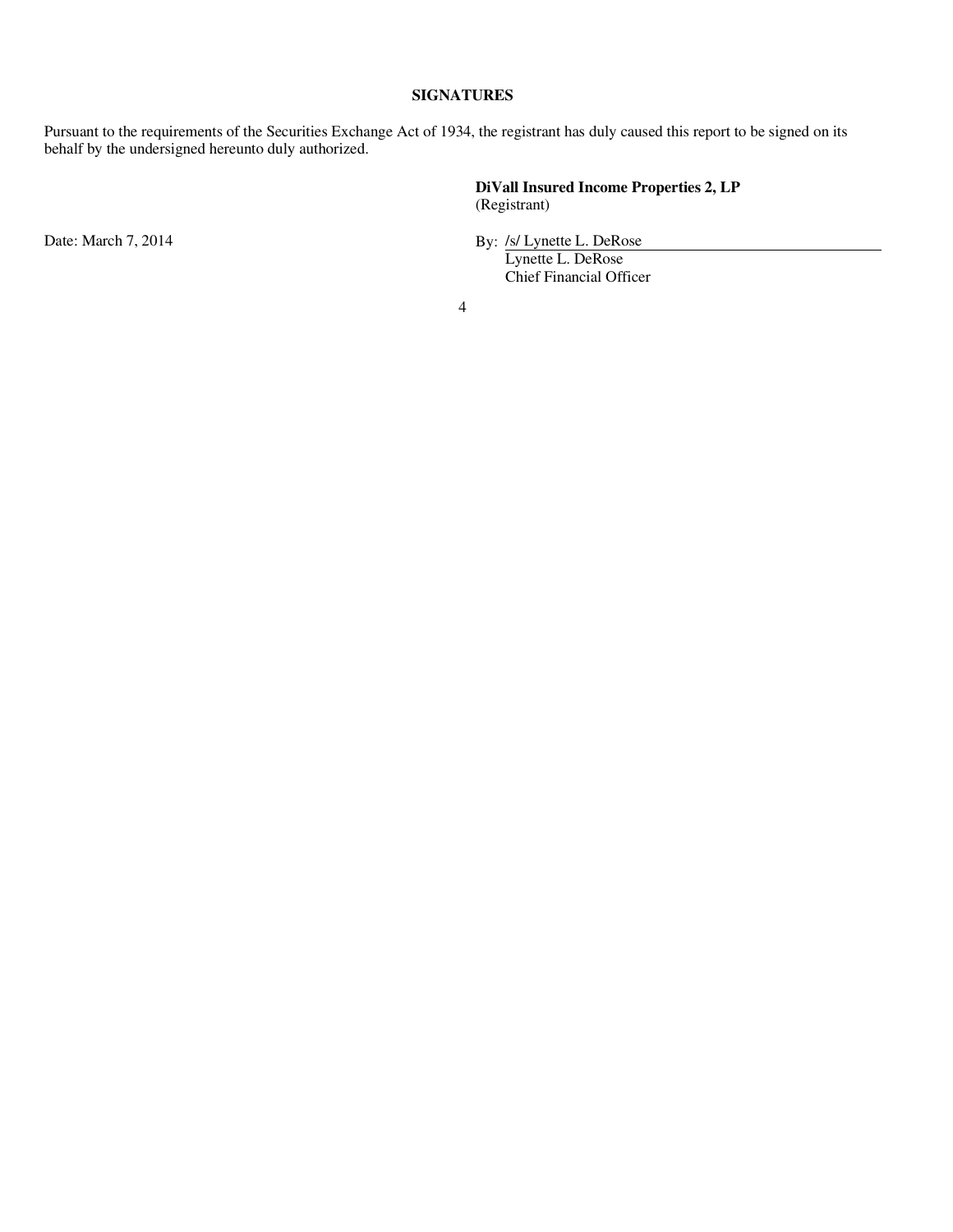**SIGNATURES**

Pursuant to the requirements of the Securities Exchange Act of 1934, the registrant has duly caused this report to be signed on its behalf by the undersigned hereunto duly authorized.

**DiVall Insured Income Properties 2, LP**
(Registrant)

Date: March 7, 2014

By: /s/ Lynette L. DeRose
Lynette L. DeRose
Chief Financial Officer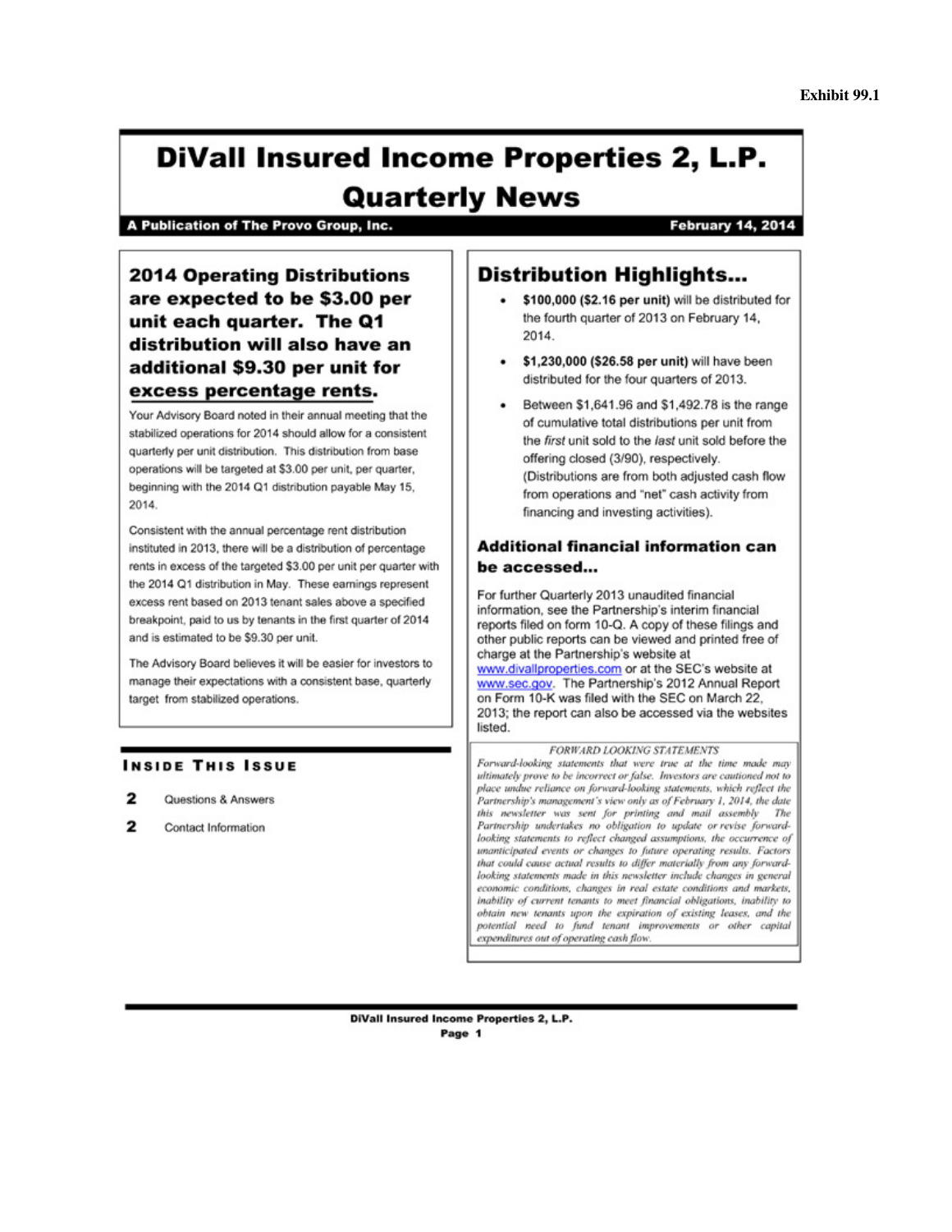Exhibit 99.1

# DiVall Insured Income Properties 2, L.P.
# Quarterly News

**A Publication of The Provo Group, Inc.** **February 14, 2014**

## 2014 Operating Distributions are expected to be $3.00 per unit each quarter. The Q1 distribution will also have an additional $9.30 per unit for excess percentage rents.

Your Advisory Board noted in their annual meeting that the stabilized operations for 2014 should allow for a consistent quarterly per unit distribution. This distribution from base operations will be targeted at $3.00 per unit, per quarter, beginning with the 2014 Q1 distribution payable May 15, 2014.

Consistent with the annual percentage rent distribution instituted in 2013, there will be a distribution of percentage rents in excess of the targeted $3.00 per unit per quarter with the 2014 Q1 distribution in May. These earnings represent excess rent based on 2013 tenant sales above a specified breakpoint, paid to us by tenants in the first quarter of 2014 and is estimated to be $9.30 per unit.

The Advisory Board believes it will be easier for investors to manage their expectations with a consistent base, quarterly target from stabilized operations.

### Inside This Issue

2 Questions & Answers

2 Contact Information

## Distribution Highlights...

- **$100,000 ($2.16 per unit)** will be distributed for the fourth quarter of 2013 on February 14, 2014.
- **$1,230,000 ($26.58 per unit)** will have been distributed for the four quarters of 2013.
- Between $1,641.96 and $1,492.78 is the range of cumulative total distributions per unit from the *first* unit sold to the *last* unit sold before the offering closed (3/90), respectively. (Distributions are from both adjusted cash flow from operations and "net" cash activity from financing and investing activities).

### Additional financial information can be accessed...

For further Quarterly 2013 unaudited financial information, see the Partnership's interim financial reports filed on form 10-Q. A copy of these filings and other public reports can be viewed and printed free of charge at the Partnership's website at www.divallproperties.com or at the SEC's website at www.sec.gov. The Partnership's 2012 Annual Report on Form 10-K was filed with the SEC on March 22, 2013; the report can also be accessed via the websites listed.

*FORWARD LOOKING STATEMENTS*

*Forward-looking statements that were true at the time made may ultimately prove to be incorrect or false. Investors are cautioned not to place undue reliance on forward-looking statements, which reflect the Partnership's management's view only as of February 1, 2014, the date this newsletter was sent for printing and mail assembly. The Partnership undertakes no obligation to update or revise forward-looking statements to reflect changed assumptions, the occurrence of unanticipated events or changes to future operating results. Factors that could cause actual results to differ materially from any forward-looking statements made in this newsletter include changes in general economic conditions, changes in real estate conditions and markets, inability of current tenants to meet financial obligations, inability to obtain new tenants upon the expiration of existing leases, and the potential need to fund tenant improvements or other capital expenditures out of operating cash flow.*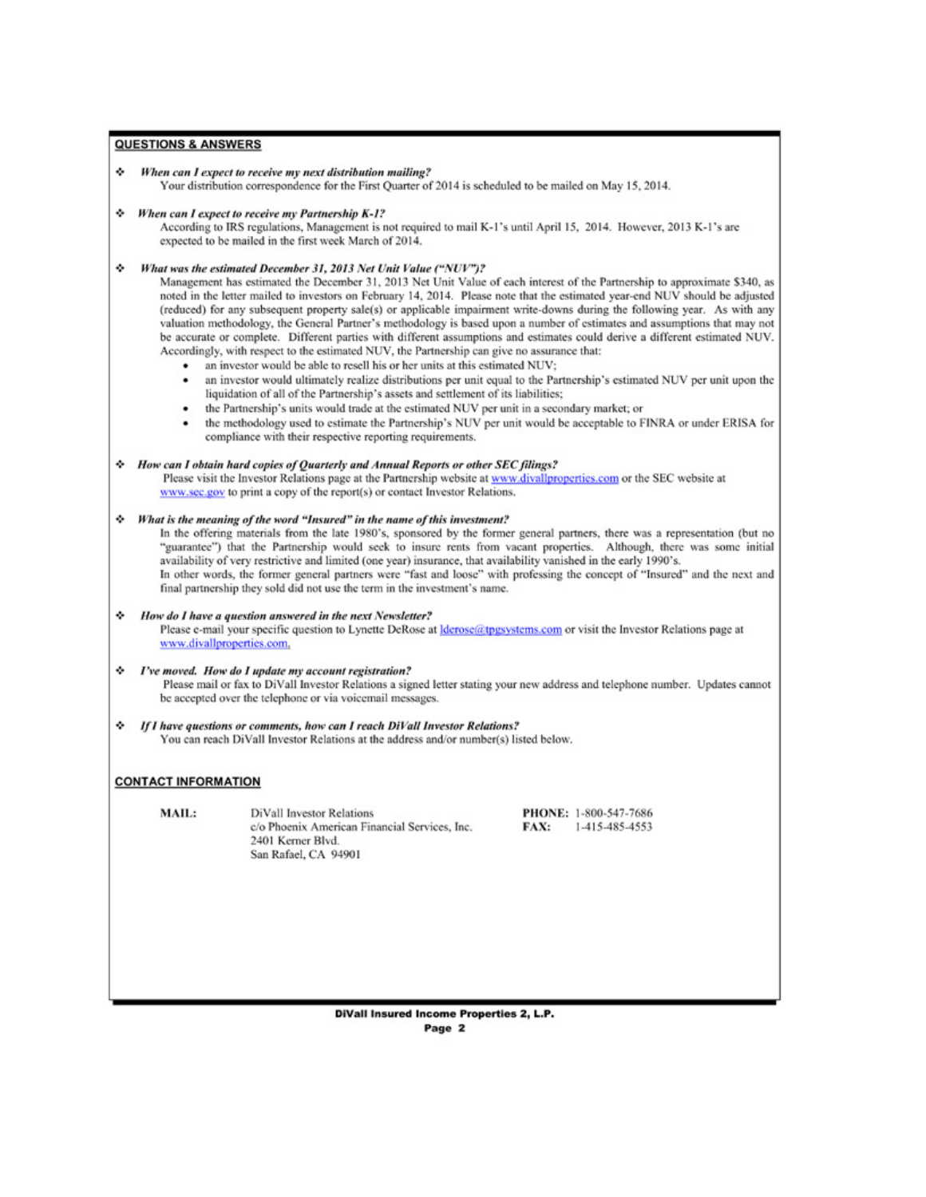## QUESTIONS & ANSWERS

- ***When can I expect to receive my next distribution mailing?***
  Your distribution correspondence for the First Quarter of 2014 is scheduled to be mailed on May 15, 2014.

- ***When can I expect to receive my Partnership K-1?***
  According to IRS regulations, Management is not required to mail K-1's until April 15, 2014. However, 2013 K-1's are expected to be mailed in the first week March of 2014.

- ***What was the estimated December 31, 2013 Net Unit Value ("NUV")?***
  Management has estimated the December 31, 2013 Net Unit Value of each interest of the Partnership to approximate $340, as noted in the letter mailed to investors on February 14, 2014. Please note that the estimated year-end NUV should be adjusted (reduced) for any subsequent property sale(s) or applicable impairment write-downs during the following year. As with any valuation methodology, the General Partner's methodology is based upon a number of estimates and assumptions that may not be accurate or complete. Different parties with different assumptions and estimates could derive a different estimated NUV. Accordingly, with respect to the estimated NUV, the Partnership can give no assurance that:
  - an investor would be able to resell his or her units at this estimated NUV;
  - an investor would ultimately realize distributions per unit equal to the Partnership's estimated NUV per unit upon the liquidation of all of the Partnership's assets and settlement of its liabilities;
  - the Partnership's units would trade at the estimated NUV per unit in a secondary market; or
  - the methodology used to estimate the Partnership's NUV per unit would be acceptable to FINRA or under ERISA for compliance with their respective reporting requirements.

- ***How can I obtain hard copies of Quarterly and Annual Reports or other SEC filings?***
  Please visit the Investor Relations page at the Partnership website at www.divallproperties.com or the SEC website at www.sec.gov to print a copy of the report(s) or contact Investor Relations.

- ***What is the meaning of the word "Insured" in the name of this investment?***
  In the offering materials from the late 1980's, sponsored by the former general partners, there was a representation (but no "guarantee") that the Partnership would seek to insure rents from vacant properties. Although, there was some initial availability of very restrictive and limited (one year) insurance, that availability vanished in the early 1990's.
  In other words, the former general partners were "fast and loose" with professing the concept of "Insured" and the next and final partnership they sold did not use the term in the investment's name.

- ***How do I have a question answered in the next Newsletter?***
  Please e-mail your specific question to Lynette DeRose at lderose@tpgsystems.com or visit the Investor Relations page at www.divallproperties.com.

- ***I've moved. How do I update my account registration?***
  Please mail or fax to DiVall Investor Relations a signed letter stating your new address and telephone number. Updates cannot be accepted over the telephone or via voicemail messages.

- ***If I have questions or comments, how can I reach DiVall Investor Relations?***
  You can reach DiVall Investor Relations at the address and/or number(s) listed below.

## CONTACT INFORMATION

**MAIL:**
DiVall Investor Relations
c/o Phoenix American Financial Services, Inc.
2401 Kerner Blvd.
San Rafael, CA 94901

**PHONE:** 1-800-547-7686
**FAX:** 1-415-485-4553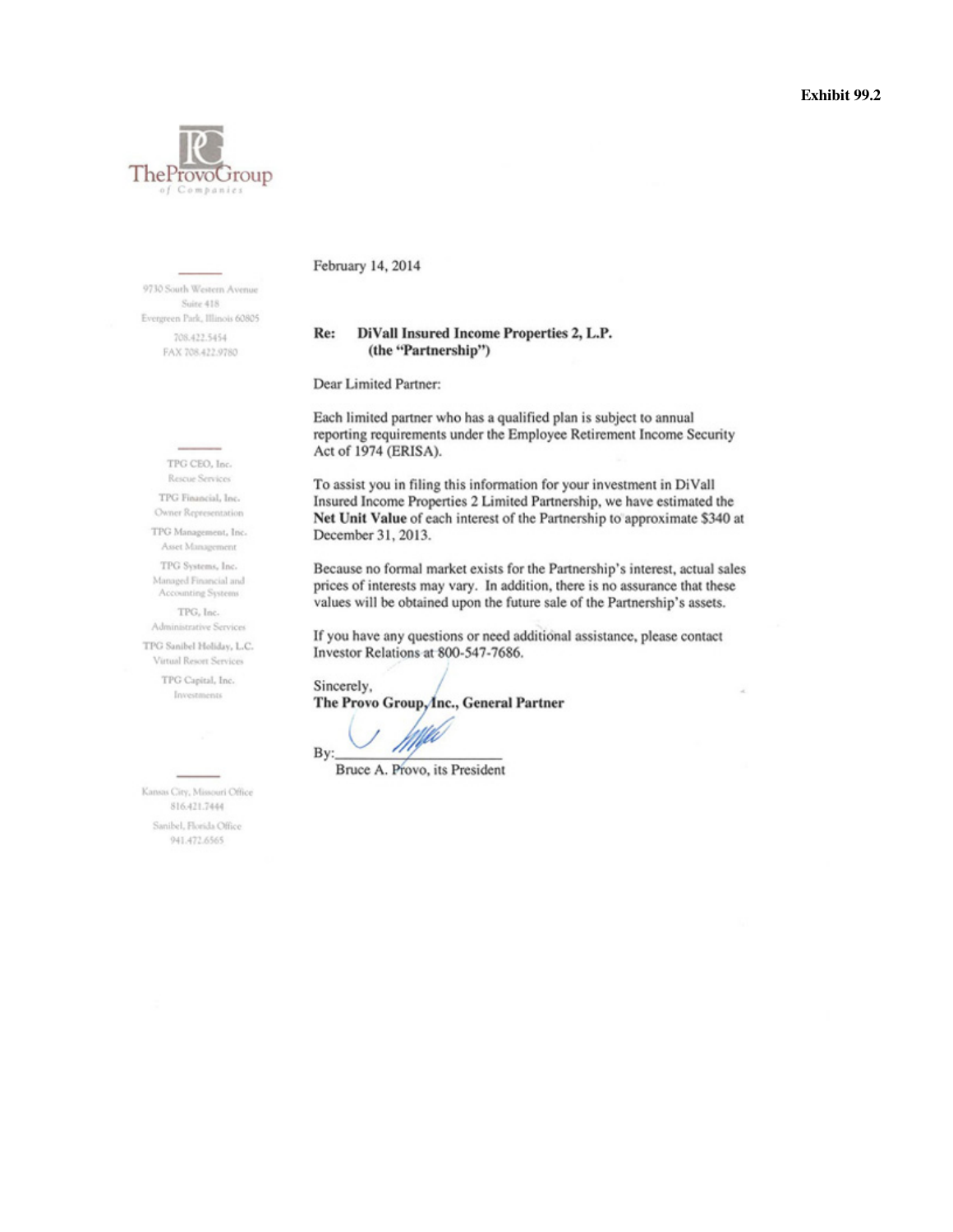**Exhibit 99.2**

TheProvoGroup
of Companies

9730 South Western Avenue
Suite 418
Evergreen Park, Illinois 60805
708.422.5454
FAX 708.422.9780

TPG CEO, Inc.
Rescue Services

TPG Financial, Inc.
Owner Representation

TPG Management, Inc.
Asset Management

TPG Systems, Inc.
Managed Financial and Accounting Systems

TPG, Inc.
Administrative Services

TPG Sanibel Holiday, L.C.
Virtual Resort Services

TPG Capital, Inc.
Investments

Kansas City, Missouri Office
816.421.7444

Sanibel, Florida Office
941.472.6565

February 14, 2014

**Re: DiVall Insured Income Properties 2, L.P.**
**(the "Partnership")**

Dear Limited Partner:

Each limited partner who has a qualified plan is subject to annual reporting requirements under the Employee Retirement Income Security Act of 1974 (ERISA).

To assist you in filing this information for your investment in DiVall Insured Income Properties 2 Limited Partnership, we have estimated the **Net Unit Value** of each interest of the Partnership to approximate $340 at December 31, 2013.

Because no formal market exists for the Partnership's interest, actual sales prices of interests may vary. In addition, there is no assurance that these values will be obtained upon the future sale of the Partnership's assets.

If you have any questions or need additional assistance, please contact Investor Relations at 800-547-7686.

Sincerely,
**The Provo Group, Inc., General Partner**

By:\_\_\_\_\_\_\_\_\_\_\_\_\_\_\_\_\_\_\_\_\_\_\_\_
Bruce A. Provo, its President